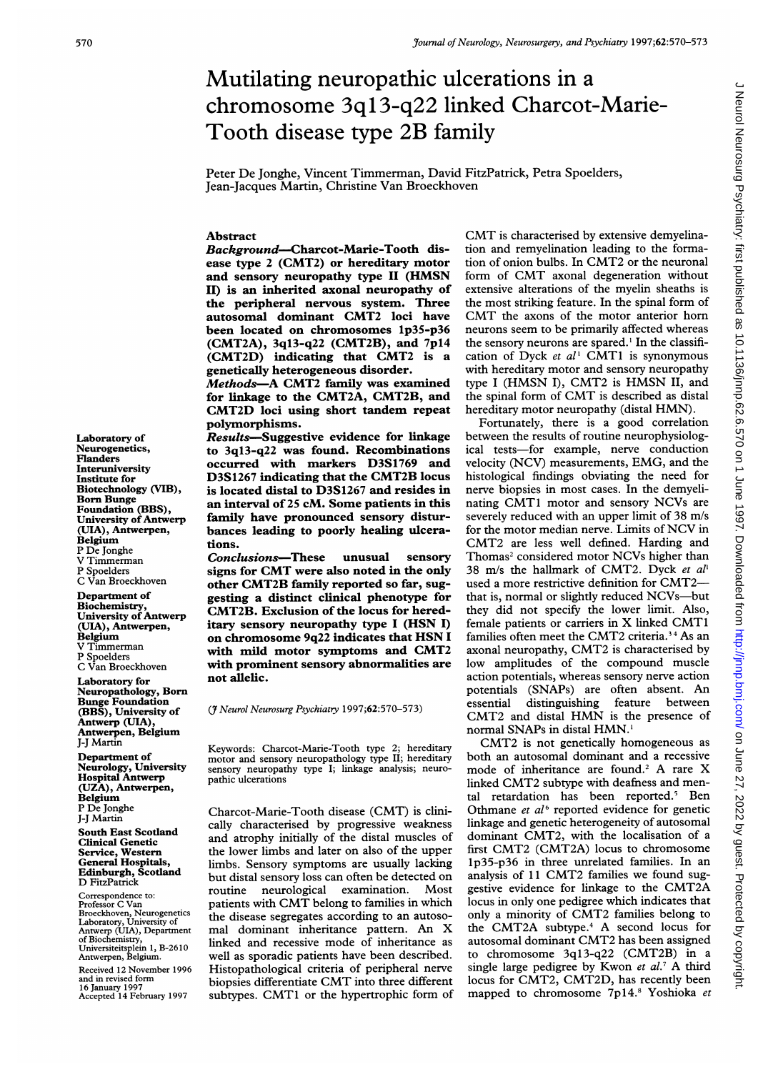# Mutilating neuropathic ulcerations in a chromosome 3q13-q22 linked Charcot-Marie-Tooth disease type 2B family

Peter De Jonghe, Vincent Timmerman, David FitzPatrick, Petra Spoelders, Jean-Jacques Martin, Christine Van Broeckhoven

## Abstract

**Background—Charcot-Marie-Tooth disease type 2 (CMT2) or hereditary motor and sensory neuropathy type II (HMSN II) is an inherited axonal neuropathy of the peripheral nervous system. Three autosomal dominant CMT2 loci have been located on chromosomes 1p35-p36 (CMT2A), 3q13-q22 (CMT2B), and 7p14 (CMT2D) indicating that CMT2 is a genetically heterogeneous disorder.**

**Methods—A CMT2 family was examined for linkage to the CMT2A, CMT2B, and CMT2D loci using short tandem repeat polymorphisms.**

**Results—Suggestive evidence for linkage to 3q13-q22 was found. Recombinations occurred with markers D3S1769 and D3S1267 indicating that the CMT2B locus is located distal to D3S1267 and resides in an interval of 25 cM. Some patients in this family have pronounced sensory disturbances leading to poorly healing ulcerations.**

**Conclusions—These unusual sensory signs for CMT were also noted in the only other CMT2B family reported so far, suggesting a distinct clinical phenotype for CMT2B. Exclusion of the locus for hereditary sensory neuropathy type I (HSN I) on chromosome 9q22 indicates that HSN I with mild motor symptoms and CMT2 with prominent sensory abnormalities are not allelic.**

(*J Neurol Neurosurg Psychiatry* 1997;62:570–573)

Keywords: Charcot-Marie-Tooth type 2; hereditary motor and sensory neuropathology type II; hereditary sensory neuropathy type I; linkage analysis; neuropathic ulcerations

Laboratory of Neurogenetics, Flanders Interuniversity Institute for Biotechnology (VIB), Born Bunge Foundation (BBS), University of Antwerp (UIA), Antwerpen, Belgium
P De Jonghe
V Timmerman
P Spoelders
C Van Broeckhoven

Department of Biochemistry, University of Antwerp (UIA), Antwerpen, Belgium
V Timmerman
P Spoelders
C Van Broeckhoven

Laboratory for Neuropathology, Born Bunge Foundation (BBS), University of Antwerp (UIA), Antwerpen, Belgium
J-J Martin

Department of Neurology, University Hospital Antwerp (UZA), Antwerpen, Belgium
P De Jonghe
J-J Martin

South East Scotland Clinical Genetic Service, Western General Hospitals, Edinburgh, Scotland
D FitzPatrick

Correspondence to: Professor C Van Broeckhoven, Neurogenetics Laboratory, University of Antwerp (UIA), Department of Biochemistry, Universiteitsplein 1, B-2610 Antwerpen, Belgium.

Received 12 November 1996 and in revised form 16 January 1997
Accepted 14 February 1997

Charcot-Marie-Tooth disease (CMT) is clinically characterised by progressive weakness and atrophy initially of the distal muscles of the lower limbs and later on also of the upper limbs. Sensory symptoms are usually lacking but distal sensory loss can often be detected on routine neurological examination. Most patients with CMT belong to families in which the disease segregates according to an autosomal dominant inheritance pattern. An X linked and recessive mode of inheritance as well as sporadic patients have been described. Histopathological criteria of peripheral nerve biopsies differentiate CMT into three different subtypes. CMT1 or the hypertrophic form of CMT is characterised by extensive demyelination and remyelination leading to the formation of onion bulbs. In CMT2 or the neuronal form of CMT axonal degeneration without extensive alterations of the myelin sheaths is the most striking feature. In the spinal form of CMT the axons of the motor anterior horn neurons seem to be primarily affected whereas the sensory neurons are spared.[1] In the classification of Dyck *et al*[1] CMT1 is synonymous with hereditary motor and sensory neuropathy type I (HMSN I), CMT2 is HMSN II, and the spinal form of CMT is described as distal hereditary motor neuropathy (distal HMN).

Fortunately, there is a good correlation between the results of routine neurophysiological tests—for example, nerve conduction velocity (NCV) measurements, EMG, and the histological findings obviating the need for nerve biopsies in most cases. In the demyelinating CMT1 motor and sensory NCVs are severely reduced with an upper limit of 38 m/s for the motor median nerve. Limits of NCV in CMT2 are less well defined. Harding and Thomas[2] considered motor NCVs higher than 38 m/s the hallmark of CMT2. Dyck *et al*[1] used a more restrictive definition for CMT2—that is, normal or slightly reduced NCVs—but they did not specify the lower limit. Also, female patients or carriers in X linked CMT1 families often meet the CMT2 criteria.[3,4] As an axonal neuropathy, CMT2 is characterised by low amplitudes of the compound muscle action potentials, whereas sensory nerve action potentials (SNAPs) are often absent. An essential distinguishing feature between CMT2 and distal HMN is the presence of normal SNAPs in distal HMN.[1]

CMT2 is not genetically homogeneous as both an autosomal dominant and a recessive mode of inheritance are found.[2] A rare X linked CMT2 subtype with deafness and mental retardation has been reported.[5] Ben Othmane *et al*[6] reported evidence for genetic linkage and genetic heterogeneity of autosomal dominant CMT2, with the localisation of a first CMT2 (CMT2A) locus to chromosome 1p35-p36 in three unrelated families. In an analysis of 11 CMT2 families we found suggestive evidence for linkage to the CMT2A locus in only one pedigree which indicates that only a minority of CMT2 families belong to the CMT2A subtype.[4] A second locus for autosomal dominant CMT2 has been assigned to chromosome 3q13-q22 (CMT2B) in a single large pedigree by Kwon *et al*.[7] A third locus for CMT2, CMT2D, has recently been mapped to chromosome 7p14.[8] Yoshioka *et*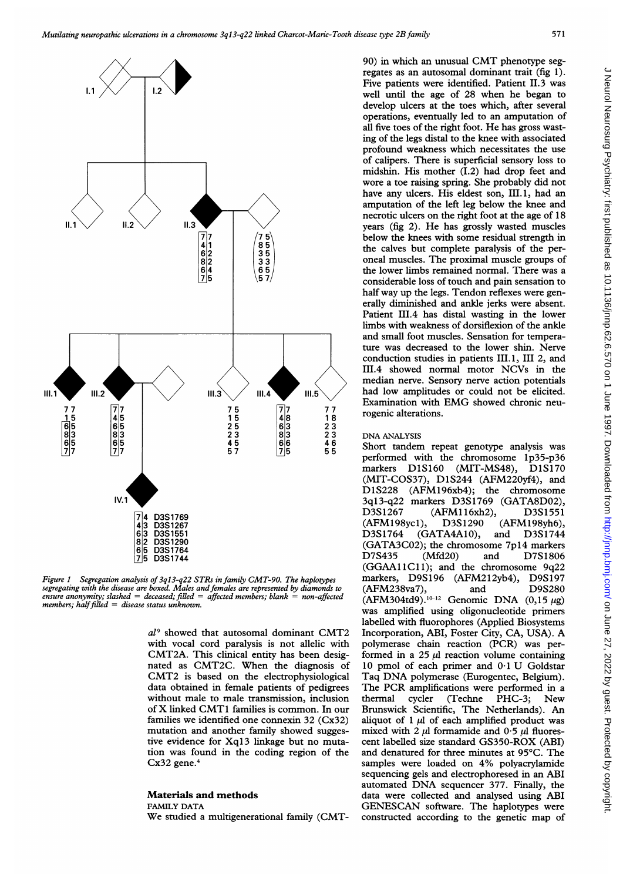Figure 1 Segregation analysis of 3q13-q22 STRs in family CMT-90. The haplotypes segregating with the disease are boxed. Males and females are represented by diamonds to ensure anonymity; slashed = deceased; filled = affected members; blank = non-affected members; half filled = disease status unknown.

al[9] showed that autosomal dominant CMT2 with vocal cord paralysis is not allelic with CMT2A. This clinical entity has been designated as CMT2C. When the diagnosis of CMT2 is based on the electrophysiological data obtained in female patients of pedigrees without male to male transmission, inclusion of X linked CMT1 families is common. In our families we identified one connexin 32 (Cx32) mutation and another family showed suggestive evidence for Xq13 linkage but no mutation was found in the coding region of the Cx32 gene.[4]

## Materials and methods

### FAMILY DATA

We studied a multigenerational family (CMT-90) in which an unusual CMT phenotype segregates as an autosomal dominant trait (fig 1). Five patients were identified. Patient II.3 was well until the age of 28 when he began to develop ulcers at the toes which, after several operations, eventually led to an amputation of all five toes of the right foot. He has gross wasting of the legs distal to the knee with associated profound weakness which necessitates the use of calipers. There is superficial sensory loss to midshin. His mother (I.2) had drop feet and wore a toe raising spring. She probably did not have any ulcers. His eldest son, III.1, had an amputation of the left leg below the knee and necrotic ulcers on the right foot at the age of 18 years (fig 2). He has grossly wasted muscles below the knees with some residual strength in the calves but complete paralysis of the peroneal muscles. The proximal muscle groups of the lower limbs remained normal. There was a considerable loss of touch and pain sensation to half way up the legs. Tendon reflexes were generally diminished and ankle jerks were absent. Patient III.4 has distal wasting in the lower limbs with weakness of dorsiflexion of the ankle and small foot muscles. Sensation for temperature was decreased to the lower shin. Nerve conduction studies in patients III.1, III 2, and III.4 showed normal motor NCVs in the median nerve. Sensory nerve action potentials had low amplitudes or could not be elicited. Examination with EMG showed chronic neurogenic alterations.

### DNA ANALYSIS

Short tandem repeat genotype analysis was performed with the chromosome 1p35-p36 markers D1S160 (MIT-MS48), D1S170 (MIT-COS37), D1S244 (AFM220yf4), and D1S228 (AFM196xb4); the chromosome 3q13-q22 markers D3S1769 (GATA8D02), D3S1267 (AFM116xh2), D3S1551 (AFM198yc1), D3S1290 (AFM198yh6), D3S1764 (GATA4A10), and D3S1744 (GATA3C02); the chromosome 7p14 markers D7S435 (Mfd20) and D7S1806 (GGAA11C11); and the chromosome 9q22 markers, D9S196 (AFM212yb4), D9S197 (AFM238va7), and D9S280 (AFM304td9).[10-12] Genomic DNA (0,15 μg) was amplified using oligonucleotide primers labelled with fluorophores (Applied Biosystems Incorporation, ABI, Foster City, CA, USA). A polymerase chain reaction (PCR) was performed in a 25 μl reaction volume containing 10 pmol of each primer and 0·1 U Goldstar Taq DNA polymerase (Eurogentec, Belgium). The PCR amplifications were performed in a thermal cycler (Techne PHC-3; New Brunswick Scientific, The Netherlands). An aliquot of 1 μl of each amplified product was mixed with 2 μl formamide and 0·5 μl fluorescent labelled size standard GS350-ROX (ABI) and denatured for three minutes at 95°C. The samples were loaded on 4% polyacrylamide sequencing gels and electrophoresed in an ABI automated DNA sequencer 377. Finally, the data were collected and analysed using ABI GENESCAN software. The haplotypes were constructed according to the genetic map of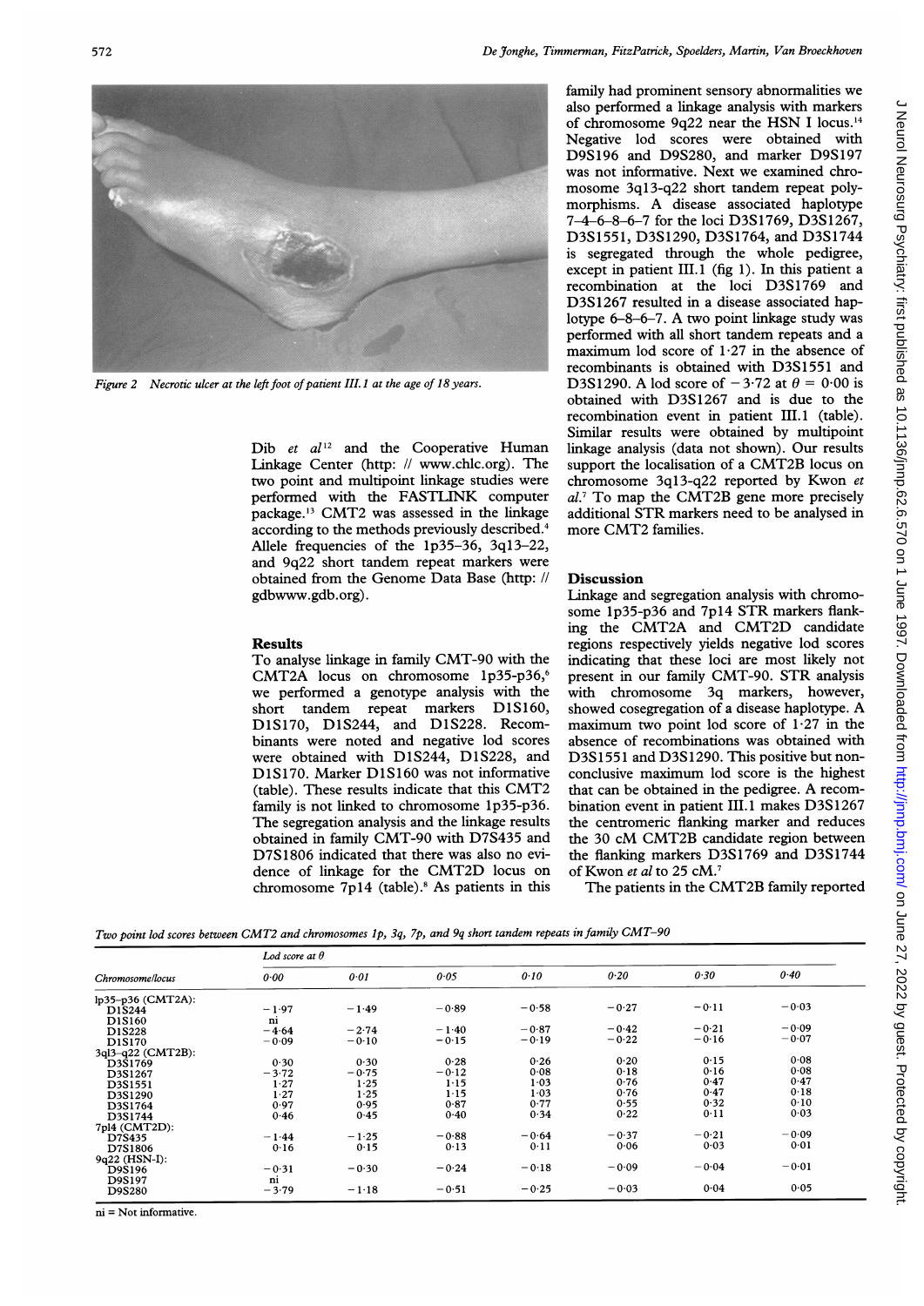Figure 2 Necrotic ulcer at the left foot of patient III.1 at the age of 18 years.

Dib *et al*[12] and the Cooperative Human Linkage Center (http: // www.chlc.org). The two point and multipoint linkage studies were performed with the FASTLINK computer package.[13] CMT2 was assessed in the linkage according to the methods previously described.[4] Allele frequencies of the 1p35–36, 3q13–22, and 9q22 short tandem repeat markers were obtained from the Genome Data Base (http: // gdbwww.gdb.org).

## Results

To analyse linkage in family CMT-90 with the CMT2A locus on chromosome 1p35-p36,[6] we performed a genotype analysis with the short tandem repeat markers D1S160, D1S170, D1S244, and D1S228. Recombinants were noted and negative lod scores were obtained with D1S244, D1S228, and D1S170. Marker D1S160 was not informative (table). These results indicate that this CMT2 family is not linked to chromosome 1p35-p36. The segregation analysis and the linkage results obtained in family CMT-90 with D7S435 and D7S1806 indicated that there was also no evidence of linkage for the CMT2D locus on chromosome 7p14 (table).[8] As patients in this family had prominent sensory abnormalities we also performed a linkage analysis with markers of chromosome 9q22 near the HSN I locus.[14] Negative lod scores were obtained with D9S196 and D9S280, and marker D9S197 was not informative. Next we examined chromosome 3q13-q22 short tandem repeat polymorphisms. A disease associated haplotype 7–4–6–8–6–7 for the loci D3S1769, D3S1267, D3S1551, D3S1290, D3S1764, and D3S1744 is segregated through the whole pedigree, except in patient III.1 (fig 1). In this patient a recombination at the loci D3S1769 and D3S1267 resulted in a disease associated haplotype 6–8–6–7. A two point linkage study was performed with all short tandem repeats and a maximum lod score of 1·27 in the absence of recombinants is obtained with D3S1551 and D3S1290. A lod score of −3·72 at $\theta = 0{\cdot}00$ is obtained with D3S1267 and is due to the recombination event in patient III.1 (table). Similar results were obtained by multipoint linkage analysis (data not shown). Our results support the localisation of a CMT2B locus on chromosome 3q13-q22 reported by Kwon *et al*.[7] To map the CMT2B gene more precisely additional STR markers need to be analysed in more CMT2 families.

## Discussion

Linkage and segregation analysis with chromosome 1p35-p36 and 7p14 STR markers flanking the CMT2A and CMT2D candidate regions respectively yields negative lod scores indicating that these loci are most likely not present in our family CMT-90. STR analysis with chromosome 3q markers, however, showed cosegregation of a disease haplotype. A maximum two point lod score of 1·27 in the absence of recombinations was obtained with D3S1551 and D3S1290. This positive but nonconclusive maximum lod score is the highest that can be obtained in the pedigree. A recombination event in patient III.1 makes D3S1267 the centromeric flanking marker and reduces the 30 cM CMT2B candidate region between the flanking markers D3S1769 and D3S1744 of Kwon *et al* to 25 cM.[7]

The patients in the CMT2B family reported

*Two point lod scores between CMT2 and chromosomes 1p, 3q, 7p, and 9q short tandem repeats in family CMT–90*

| Chromosome/locus | Lod score at θ | | | | | | |
|---|---|---|---|---|---|---|---|
| | 0·00 | 0·01 | 0·05 | 0·10 | 0·20 | 0·30 | 0·40 |
| lp35–p36 (CMT2A): | | | | | | | |
| D1S244 | −1·97 | −1·49 | −0·89 | −0·58 | −0·27 | −0·11 | −0·03 |
| D1S160 | ni | | | | | | |
| D1S228 | −4·64 | −2·74 | −1·40 | −0·87 | −0·42 | −0·21 | −0·09 |
| D1S170 | −0·09 | −0·10 | −0·15 | −0·19 | −0·22 | −0·16 | −0·07 |
| 3ql3–q22 (CMT2B): | | | | | | | |
| D3S1769 | 0·30 | 0·30 | 0·28 | 0·26 | 0·20 | 0·15 | 0·08 |
| D3S1267 | −3·72 | −0·75 | −0·12 | 0·08 | 0·18 | 0·16 | 0·08 |
| D3S1551 | 1·27 | 1·25 | 1·15 | 1·03 | 0·76 | 0·47 | 0·47 |
| D3S1290 | 1·27 | 1·25 | 1·15 | 1·03 | 0·76 | 0·47 | 0·18 |
| D3S1764 | 0·97 | 0·95 | 0·87 | 0·77 | 0·55 | 0·32 | 0·10 |
| D3S1744 | 0·46 | 0·45 | 0·40 | 0·34 | 0·22 | 0·11 | 0·03 |
| 7pl4 (CMT2D): | | | | | | | |
| D7S435 | −1·44 | −1·25 | −0·88 | −0·64 | −0·37 | −0·21 | −0·09 |
| D7S1806 | 0·16 | 0·15 | 0·13 | 0·11 | 0·06 | 0·03 | 0·01 |
| 9q22 (HSN-I): | | | | | | | |
| D9S196 | −0·31 | −0·30 | −0·24 | −0·18 | −0·09 | −0·04 | −0·01 |
| D9S197 | ni | | | | | | |
| D9S280 | −3·79 | −1·18 | −0·51 | −0·25 | −0·03 | 0·04 | 0·05 |

ni = Not informative.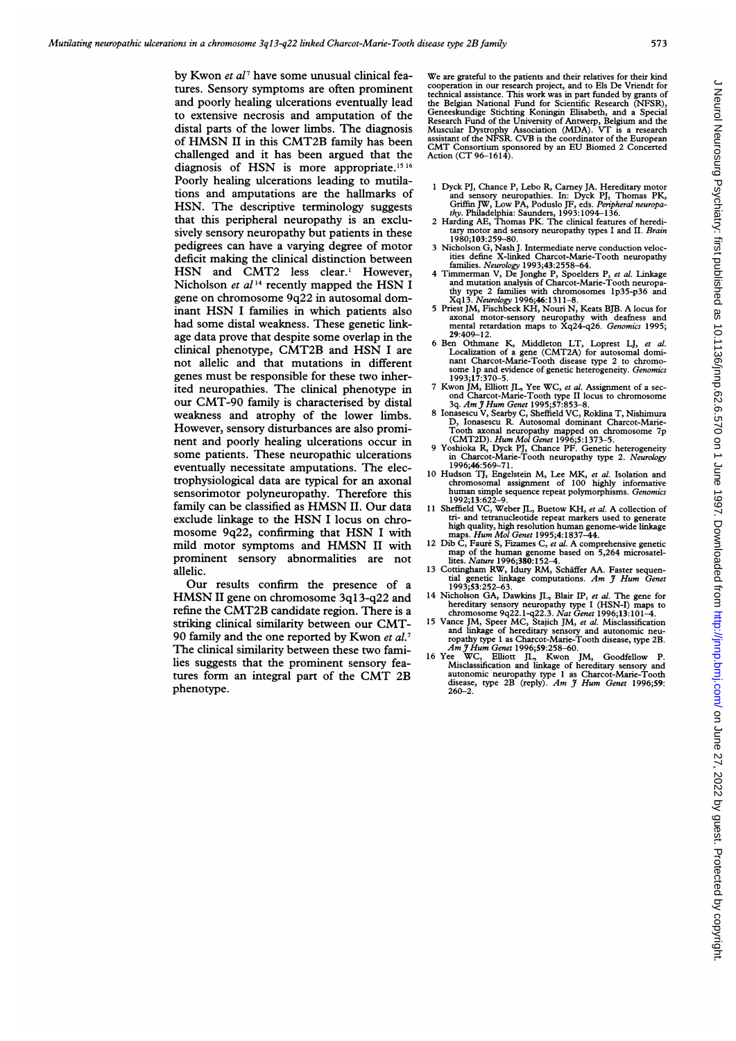by Kwon *et al*[7] have some unusual clinical features. Sensory symptoms are often prominent and poorly healing ulcerations eventually lead to extensive necrosis and amputation of the distal parts of the lower limbs. The diagnosis of HMSN II in this CMT2B family has been challenged and it has been argued that the diagnosis of HSN is more appropriate.[15 16] Poorly healing ulcerations leading to mutilations and amputations are the hallmarks of HSN. The descriptive terminology suggests that this peripheral neuropathy is an exclusively sensory neuropathy but patients in these pedigrees can have a varying degree of motor deficit making the clinical distinction between HSN and CMT2 less clear.[1] However, Nicholson *et al*[14] recently mapped the HSN I gene on chromosome 9q22 in autosomal dominant HSN I families in which patients also had some distal weakness. These genetic linkage data prove that despite some overlap in the clinical phenotype, CMT2B and HSN I are not allelic and that mutations in different genes must be responsible for these two inherited neuropathies. The clinical phenotype in our CMT-90 family is characterised by distal weakness and atrophy of the lower limbs. However, sensory disturbances are also prominent and poorly healing ulcerations occur in some patients. These neuropathic ulcerations eventually necessitate amputations. The electrophysiological data are typical for an axonal sensorimotor polyneuropathy. Therefore this family can be classified as HMSN II. Our data exclude linkage to the HSN I locus on chromosome 9q22, confirming that HSN I with mild motor symptoms and HMSN II with prominent sensory abnormalities are not allelic.

Our results confirm the presence of a HMSN II gene on chromosome 3q13-q22 and refine the CMT2B candidate region. There is a striking clinical similarity between our CMT-90 family and the one reported by Kwon *et al.*[7] The clinical similarity between these two families suggests that the prominent sensory features form an integral part of the CMT 2B phenotype.

We are grateful to the patients and their relatives for their kind cooperation in our research project, and to Els De Vriendt for technical assistance. This work was in part funded by grants of the Belgian National Fund for Scientific Research (NFSR), Geneeskundige Stichting Koningin Elisabeth, and a Special Research Fund of the University of Antwerp, Belgium and the Muscular Dystrophy Association (MDA). VT is a research assistant of the NFSR. CVB is the coordinator of the European CMT Consortium sponsored by an EU Biomed 2 Concerted Action (CT 96-1614).

1 Dyck PJ, Chance P, Lebo R, Carney JA. Hereditary motor and sensory neuropathies. In: Dyck PJ, Thomas PK, Griffin JW, Low PA, Poduslo JF, eds. *Peripheral neuropathy*. Philadelphia: Saunders, 1993:1094–136.
2 Harding AE, Thomas PK. The clinical features of hereditary motor and sensory neuropathy types I and II. *Brain* 1980;**103**:259–80.
3 Nicholson G, Nash J. Intermediate nerve conduction velocities define X-linked Charcot-Marie-Tooth neuropathy families. *Neurology* 1993;**43**:2558–64.
4 Timmerman V, De Jonghe P, Spoelders P, *et al.* Linkage and mutation analysis of Charcot-Marie-Tooth neuropathy type 2 families with chromosomes 1p35-p36 and Xq13. *Neurology* 1996;**46**:1311–8.
5 Priest JM, Fischbeck KH, Nouri N, Keats BJB. A locus for axonal motor-sensory neuropathy with deafness and mental retardation maps to Xq24-q26. *Genomics* 1995; **29**:409–12.
6 Ben Othmane K, Middleton LT, Loprest LJ, *et al.* Localization of a gene (CMT2A) for autosomal dominant Charcot-Marie-Tooth disease type 2 to chromosome 1p and evidence of genetic heterogeneity. *Genomics* 1993;**17**:370–5.
7 Kwon JM, Elliott JL, Yee WC, *et al.* Assignment of a second Charcot-Marie-Tooth type II locus to chromosome 3q. *Am J Hum Genet* 1995;**57**:853–8.
8 Ionasescu V, Searby C, Sheffield VC, Roklina T, Nishimura D, Ionasescu R. Autosomal dominant Charcot-Marie-Tooth axonal neuropathy mapped on chromosome 7p (CMT2D). *Hum Mol Genet* 1996;**5**:1373–5.
9 Yoshioka R, Dyck PJ, Chance PF. Genetic heterogeneity in Charcot-Marie-Tooth neuropathy type 2. *Neurology* 1996;**46**:569–71.
10 Hudson TJ, Engelstein M, Lee MK, *et al.* Isolation and chromosomal assignment of 100 highly informative human simple sequence repeat polymorphisms. *Genomics* 1992;**13**:622–9.
11 Sheffield VC, Weber JL, Buetow KH, *et al.* A collection of tri- and tetranucleotide repeat markers used to generate high quality, high resolution human genome-wide linkage maps. *Hum Mol Genet* 1995;**4**:1837–44.
12 Dib C, Fauré S, Fizames C, *et al.* A comprehensive genetic map of the human genome based on 5,264 microsatellites. *Nature* 1996;**380**:152–4.
13 Cottingham RW, Idury RM, Schäffer AA. Faster sequential genetic linkage computations. *Am J Hum Genet* 1993;**53**:252–63.
14 Nicholson GA, Dawkins JL, Blair IP, *et al.* The gene for hereditary sensory neuropathy type I (HSN-I) maps to chromosome 9q22.1-q22.3. *Nat Genet* 1996;**13**:101–4.
15 Vance JM, Speer MC, Stajich JM, *et al.* Misclassification and linkage of hereditary sensory and autonomic neuropathy type 1 as Charcot-Marie-Tooth disease, type 2B. *Am J Hum Genet* 1996;**59**:258–60.
16 Yee WC, Elliott JL, Kwon JM, Goodfellow P. Misclassification and linkage of hereditary sensory and autonomic neuropathy type 1 as Charcot-Marie-Tooth disease, type 2B (reply). *Am J Hum Genet* 1996;**59**: 260–2.